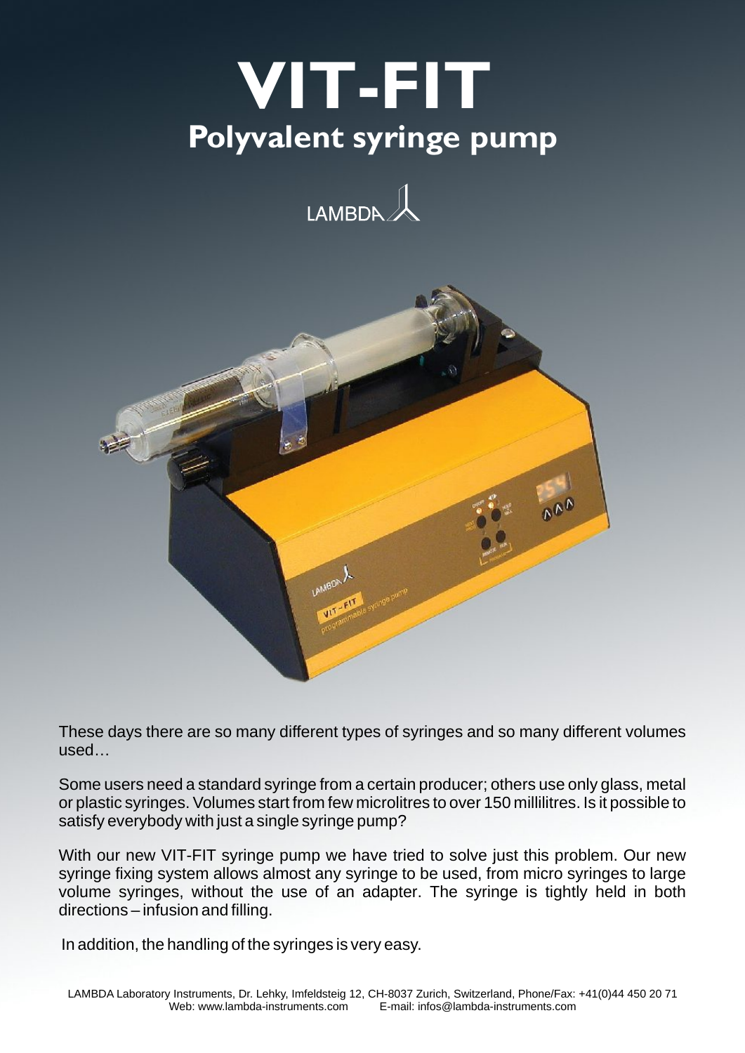# VIT-FIT

## Polyvalent syringe pump

LAMBDA

These days there are so many different types of syringes and so many different volumes used…

Some users need a standard syringe from a certain producer; others use only glass, metal or plastic syringes. Volumes start from few microlitres to over 150 millilitres. Is it possible to satisfy everybody with just a single syringe pump?

With our new VIT-FIT syringe pump we have tried to solve just this problem. Our new syringe fixing system allows almost any syringe to be used, from micro syringes to large volume syringes, without the use of an adapter. The syringe is tightly held in both directions – infusion and filling.

In addition, the handling of the syringes is very easy.

LAMBDA Laboratory Instruments, Dr. Lehky, Imfeldsteig 12, CH-8037 Zurich, Switzerland, Phone/Fax: +41(0)44 450 20 71
Web: www.lambda-instruments.com E-mail: infos@lambda-instruments.com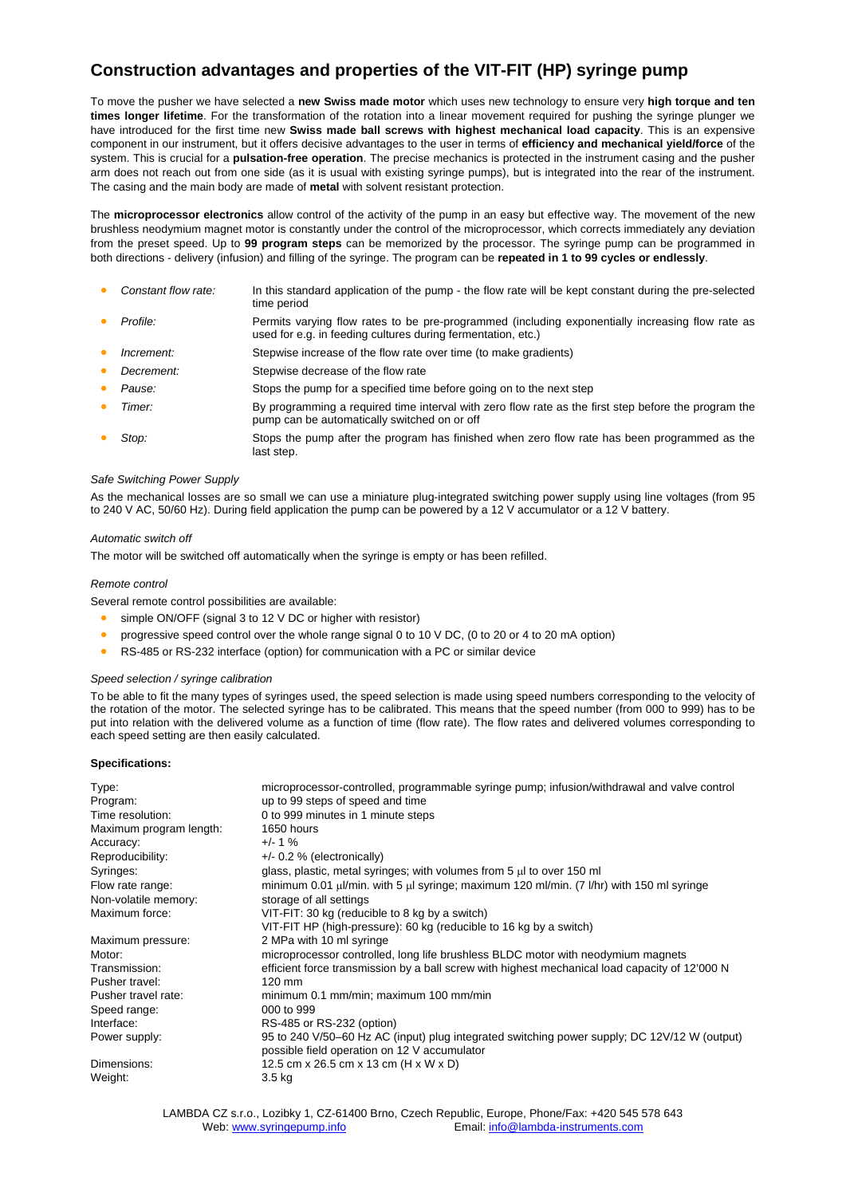# Construction advantages and properties of the VIT-FIT (HP) syringe pump

To move the pusher we have selected a **new Swiss made motor** which uses new technology to ensure very **high torque and ten times longer lifetime**. For the transformation of the rotation into a linear movement required for pushing the syringe plunger we have introduced for the first time new **Swiss made ball screws with highest mechanical load capacity**. This is an expensive component in our instrument, but it offers decisive advantages to the user in terms of **efficiency and mechanical yield/force** of the system. This is crucial for a **pulsation-free operation**. The precise mechanics is protected in the instrument casing and the pusher arm does not reach out from one side (as it is usual with existing syringe pumps), but is integrated into the rear of the instrument. The casing and the main body are made of **metal** with solvent resistant protection.

The **microprocessor electronics** allow control of the activity of the pump in an easy but effective way. The movement of the new brushless neodymium magnet motor is constantly under the control of the microprocessor, which corrects immediately any deviation from the preset speed. Up to **99 program steps** can be memorized by the processor. The syringe pump can be programmed in both directions - delivery (infusion) and filling of the syringe. The program can be **repeated in 1 to 99 cycles or endlessly**.

- *Constant flow rate:* In this standard application of the pump - the flow rate will be kept constant during the pre-selected time period
- *Profile:* Permits varying flow rates to be pre-programmed (including exponentially increasing flow rate as used for e.g. in feeding cultures during fermentation, etc.)
- *Increment:* Stepwise increase of the flow rate over time (to make gradients)
- *Decrement:* Stepwise decrease of the flow rate
- *Pause:* Stops the pump for a specified time before going on to the next step
- *Timer:* By programming a required time interval with zero flow rate as the first step before the program the pump can be automatically switched on or off
- *Stop:* Stops the pump after the program has finished when zero flow rate has been programmed as the last step.

*Safe Switching Power Supply*

As the mechanical losses are so small we can use a miniature plug-integrated switching power supply using line voltages (from 95 to 240 V AC, 50/60 Hz). During field application the pump can be powered by a 12 V accumulator or a 12 V battery.

*Automatic switch off*

The motor will be switched off automatically when the syringe is empty or has been refilled.

*Remote control*

Several remote control possibilities are available:

- simple ON/OFF (signal 3 to 12 V DC or higher with resistor)
- progressive speed control over the whole range signal 0 to 10 V DC, (0 to 20 or 4 to 20 mA option)
- RS-485 or RS-232 interface (option) for communication with a PC or similar device

*Speed selection / syringe calibration*

To be able to fit the many types of syringes used, the speed selection is made using speed numbers corresponding to the velocity of the rotation of the motor. The selected syringe has to be calibrated. This means that the speed number (from 000 to 999) has to be put into relation with the delivered volume as a function of time (flow rate). The flow rates and delivered volumes corresponding to each speed setting are then easily calculated.

**Specifications:**

| | |
|---|---|
| Type: | microprocessor-controlled, programmable syringe pump; infusion/withdrawal and valve control |
| Program: | up to 99 steps of speed and time |
| Time resolution: | 0 to 999 minutes in 1 minute steps |
| Maximum program length: | 1650 hours |
| Accuracy: | +/- 1 % |
| Reproducibility: | +/- 0.2 % (electronically) |
| Syringes: | glass, plastic, metal syringes; with volumes from 5 µl to over 150 ml |
| Flow rate range: | minimum 0.01 µl/min. with 5 µl syringe; maximum 120 ml/min. (7 l/hr) with 150 ml syringe |
| Non-volatile memory: | storage of all settings |
| Maximum force: | VIT-FIT: 30 kg (reducible to 8 kg by a switch)<br>VIT-FIT HP (high-pressure): 60 kg (reducible to 16 kg by a switch) |
| Maximum pressure: | 2 MPa with 10 ml syringe |
| Motor: | microprocessor controlled, long life brushless BLDC motor with neodymium magnets |
| Transmission: | efficient force transmission by a ball screw with highest mechanical load capacity of 12'000 N |
| Pusher travel: | 120 mm |
| Pusher travel rate: | minimum 0.1 mm/min; maximum 100 mm/min |
| Speed range: | 000 to 999 |
| Interface: | RS-485 or RS-232 (option) |
| Power supply: | 95 to 240 V/50–60 Hz AC (input) plug integrated switching power supply; DC 12V/12 W (output)<br>possible field operation on 12 V accumulator |
| Dimensions: | 12.5 cm x 26.5 cm x 13 cm (H x W x D) |
| Weight: | 3.5 kg |

LAMBDA CZ s.r.o., Lozibky 1, CZ-61400 Brno, Czech Republic, Europe, Phone/Fax: +420 545 578 643
Web: www.syringepump.info Email: info@lambda-instruments.com